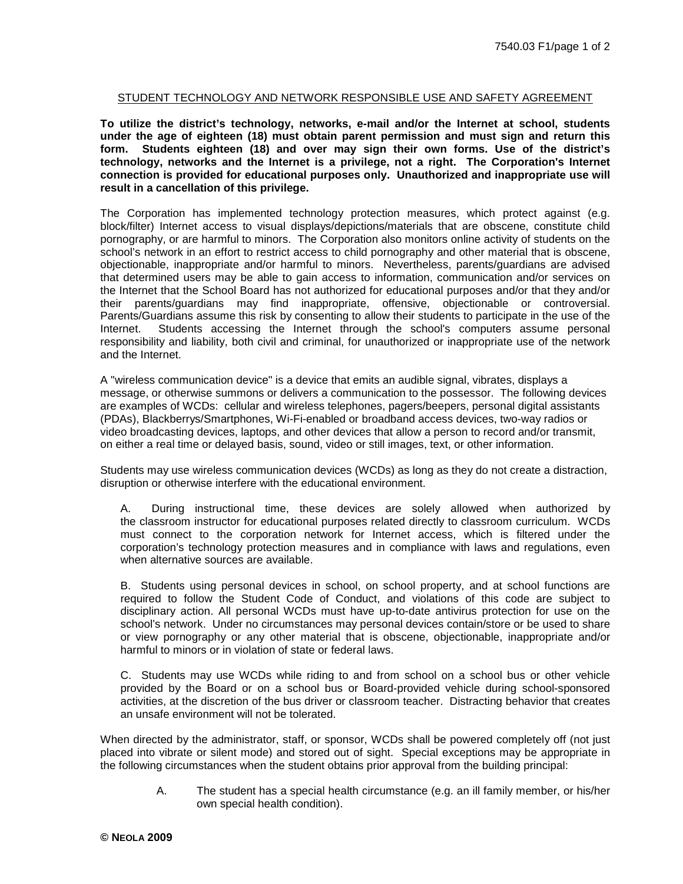## STUDENT TECHNOLOGY AND NETWORK RESPONSIBLE USE AND SAFETY AGREEMENT

**To utilize the district's technology, networks, e-mail and/or the Internet at school, students under the age of eighteen (18) must obtain parent permission and must sign and return this form. Students eighteen (18) and over may sign their own forms. Use of the district's technology, networks and the Internet is a privilege, not a right. The Corporation's Internet connection is provided for educational purposes only. Unauthorized and inappropriate use will result in a cancellation of this privilege.**

The Corporation has implemented technology protection measures, which protect against (e.g. block/filter) Internet access to visual displays/depictions/materials that are obscene, constitute child pornography, or are harmful to minors. The Corporation also monitors online activity of students on the school's network in an effort to restrict access to child pornography and other material that is obscene, objectionable, inappropriate and/or harmful to minors. Nevertheless, parents/guardians are advised that determined users may be able to gain access to information, communication and/or services on the Internet that the School Board has not authorized for educational purposes and/or that they and/or their parents/guardians may find inappropriate, offensive, objectionable or controversial. Parents/Guardians assume this risk by consenting to allow their students to participate in the use of the Internet. Students accessing the Internet through the school's computers assume personal responsibility and liability, both civil and criminal, for unauthorized or inappropriate use of the network and the Internet.

A "wireless communication device" is a device that emits an audible signal, vibrates, displays a message, or otherwise summons or delivers a communication to the possessor. The following devices are examples of WCDs: cellular and wireless telephones, pagers/beepers, personal digital assistants (PDAs), Blackberrys/Smartphones, Wi-Fi-enabled or broadband access devices, two-way radios or video broadcasting devices, laptops, and other devices that allow a person to record and/or transmit, on either a real time or delayed basis, sound, video or still images, text, or other information.

Students may use wireless communication devices (WCDs) as long as they do not create a distraction, disruption or otherwise interfere with the educational environment.

A. During instructional time, these devices are solely allowed when authorized by the classroom instructor for educational purposes related directly to classroom curriculum. WCDs must connect to the corporation network for Internet access, which is filtered under the corporation's technology protection measures and in compliance with laws and regulations, even when alternative sources are available.

B. Students using personal devices in school, on school property, and at school functions are required to follow the Student Code of Conduct, and violations of this code are subject to disciplinary action. All personal WCDs must have up-to-date antivirus protection for use on the school's network. Under no circumstances may personal devices contain/store or be used to share or view pornography or any other material that is obscene, objectionable, inappropriate and/or harmful to minors or in violation of state or federal laws.

C. Students may use WCDs while riding to and from school on a school bus or other vehicle provided by the Board or on a school bus or Board-provided vehicle during school-sponsored activities, at the discretion of the bus driver or classroom teacher. Distracting behavior that creates an unsafe environment will not be tolerated.

When directed by the administrator, staff, or sponsor, WCDs shall be powered completely off (not just placed into vibrate or silent mode) and stored out of sight. Special exceptions may be appropriate in the following circumstances when the student obtains prior approval from the building principal:

A. The student has a special health circumstance (e.g. an ill family member, or his/her own special health condition).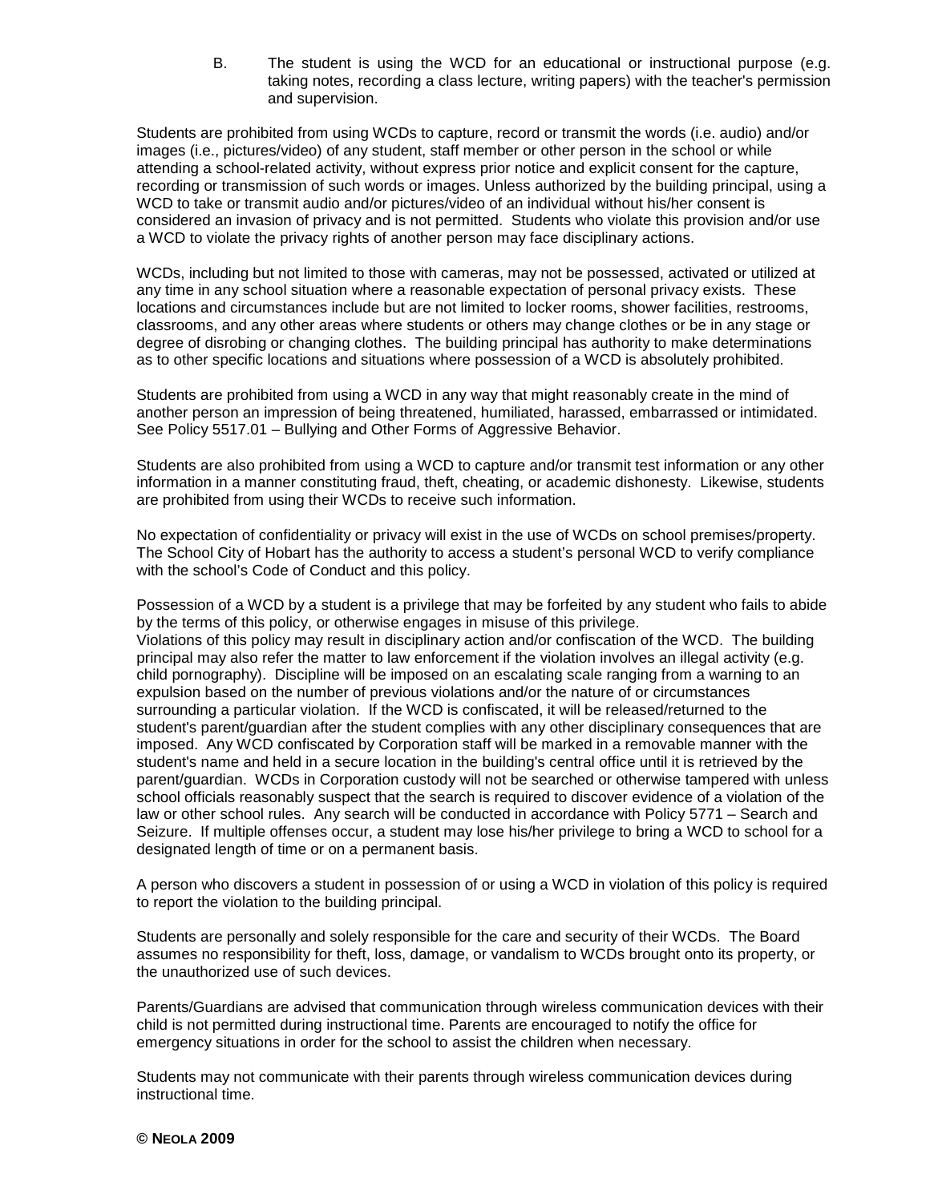B. The student is using the WCD for an educational or instructional purpose (e.g. taking notes, recording a class lecture, writing papers) with the teacher's permission and supervision.

Students are prohibited from using WCDs to capture, record or transmit the words (i.e. audio) and/or images (i.e., pictures/video) of any student, staff member or other person in the school or while attending a school-related activity, without express prior notice and explicit consent for the capture, recording or transmission of such words or images. Unless authorized by the building principal, using a WCD to take or transmit audio and/or pictures/video of an individual without his/her consent is considered an invasion of privacy and is not permitted. Students who violate this provision and/or use a WCD to violate the privacy rights of another person may face disciplinary actions.

WCDs, including but not limited to those with cameras, may not be possessed, activated or utilized at any time in any school situation where a reasonable expectation of personal privacy exists. These locations and circumstances include but are not limited to locker rooms, shower facilities, restrooms, classrooms, and any other areas where students or others may change clothes or be in any stage or degree of disrobing or changing clothes. The building principal has authority to make determinations as to other specific locations and situations where possession of a WCD is absolutely prohibited.

Students are prohibited from using a WCD in any way that might reasonably create in the mind of another person an impression of being threatened, humiliated, harassed, embarrassed or intimidated. See Policy 5517.01 – Bullying and Other Forms of Aggressive Behavior.

Students are also prohibited from using a WCD to capture and/or transmit test information or any other information in a manner constituting fraud, theft, cheating, or academic dishonesty. Likewise, students are prohibited from using their WCDs to receive such information.

No expectation of confidentiality or privacy will exist in the use of WCDs on school premises/property. The School City of Hobart has the authority to access a student's personal WCD to verify compliance with the school's Code of Conduct and this policy.

Possession of a WCD by a student is a privilege that may be forfeited by any student who fails to abide by the terms of this policy, or otherwise engages in misuse of this privilege.
Violations of this policy may result in disciplinary action and/or confiscation of the WCD. The building principal may also refer the matter to law enforcement if the violation involves an illegal activity (e.g. child pornography). Discipline will be imposed on an escalating scale ranging from a warning to an expulsion based on the number of previous violations and/or the nature of or circumstances surrounding a particular violation. If the WCD is confiscated, it will be released/returned to the student's parent/guardian after the student complies with any other disciplinary consequences that are imposed. Any WCD confiscated by Corporation staff will be marked in a removable manner with the student's name and held in a secure location in the building's central office until it is retrieved by the parent/guardian. WCDs in Corporation custody will not be searched or otherwise tampered with unless school officials reasonably suspect that the search is required to discover evidence of a violation of the law or other school rules. Any search will be conducted in accordance with Policy 5771 – Search and Seizure. If multiple offenses occur, a student may lose his/her privilege to bring a WCD to school for a designated length of time or on a permanent basis.

A person who discovers a student in possession of or using a WCD in violation of this policy is required to report the violation to the building principal.

Students are personally and solely responsible for the care and security of their WCDs. The Board assumes no responsibility for theft, loss, damage, or vandalism to WCDs brought onto its property, or the unauthorized use of such devices.

Parents/Guardians are advised that communication through wireless communication devices with their child is not permitted during instructional time. Parents are encouraged to notify the office for emergency situations in order for the school to assist the children when necessary.

Students may not communicate with their parents through wireless communication devices during instructional time.

© NEOLA 2009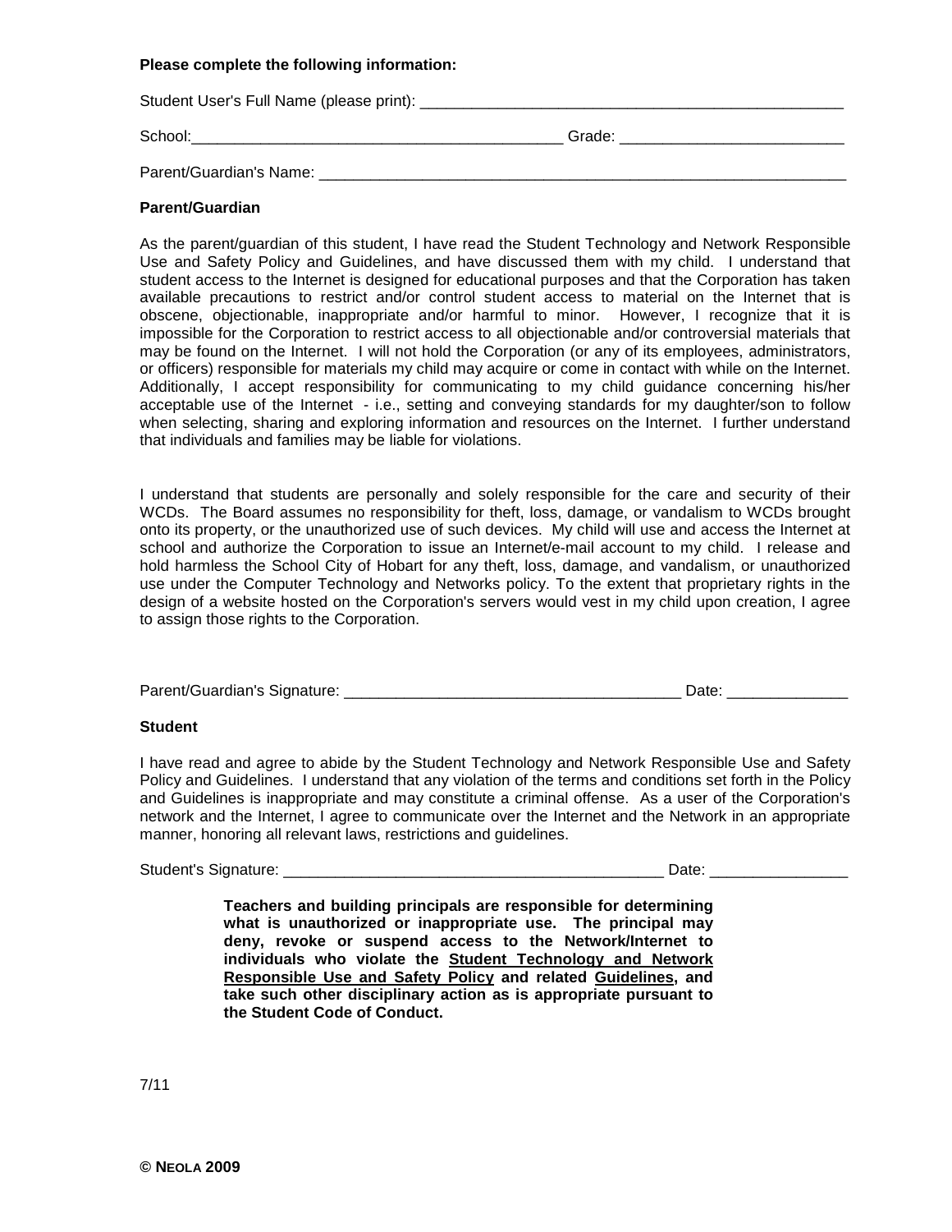**Please complete the following information:**

Student User's Full Name (please print): ___________________________________________________

School:_____________________________________________ Grade: __________________________

Parent/Guardian's Name: ______________________________________________________________

**Parent/Guardian**

As the parent/guardian of this student, I have read the Student Technology and Network Responsible Use and Safety Policy and Guidelines, and have discussed them with my child. I understand that student access to the Internet is designed for educational purposes and that the Corporation has taken available precautions to restrict and/or control student access to material on the Internet that is obscene, objectionable, inappropriate and/or harmful to minor. However, I recognize that it is impossible for the Corporation to restrict access to all objectionable and/or controversial materials that may be found on the Internet. I will not hold the Corporation (or any of its employees, administrators, or officers) responsible for materials my child may acquire or come in contact with while on the Internet. Additionally, I accept responsibility for communicating to my child guidance concerning his/her acceptable use of the Internet - i.e., setting and conveying standards for my daughter/son to follow when selecting, sharing and exploring information and resources on the Internet. I further understand that individuals and families may be liable for violations.

I understand that students are personally and solely responsible for the care and security of their WCDs. The Board assumes no responsibility for theft, loss, damage, or vandalism to WCDs brought onto its property, or the unauthorized use of such devices. My child will use and access the Internet at school and authorize the Corporation to issue an Internet/e-mail account to my child. I release and hold harmless the School City of Hobart for any theft, loss, damage, and vandalism, or unauthorized use under the Computer Technology and Networks policy. To the extent that proprietary rights in the design of a website hosted on the Corporation's servers would vest in my child upon creation, I agree to assign those rights to the Corporation.

Parent/Guardian's Signature: _______________________________________ Date: ______________

**Student**

I have read and agree to abide by the Student Technology and Network Responsible Use and Safety Policy and Guidelines. I understand that any violation of the terms and conditions set forth in the Policy and Guidelines is inappropriate and may constitute a criminal offense. As a user of the Corporation's network and the Internet, I agree to communicate over the Internet and the Network in an appropriate manner, honoring all relevant laws, restrictions and guidelines.

Student's Signature: _____________________________________________ Date: ________________

**Teachers and building principals are responsible for determining what is unauthorized or inappropriate use. The principal may deny, revoke or suspend access to the Network/Internet to individuals who violate the <u>Student Technology and Network Responsible Use and Safety Policy</u> and related <u>Guidelines</u>, and take such other disciplinary action as is appropriate pursuant to the Student Code of Conduct.**

7/11

**© NEOLA 2009**